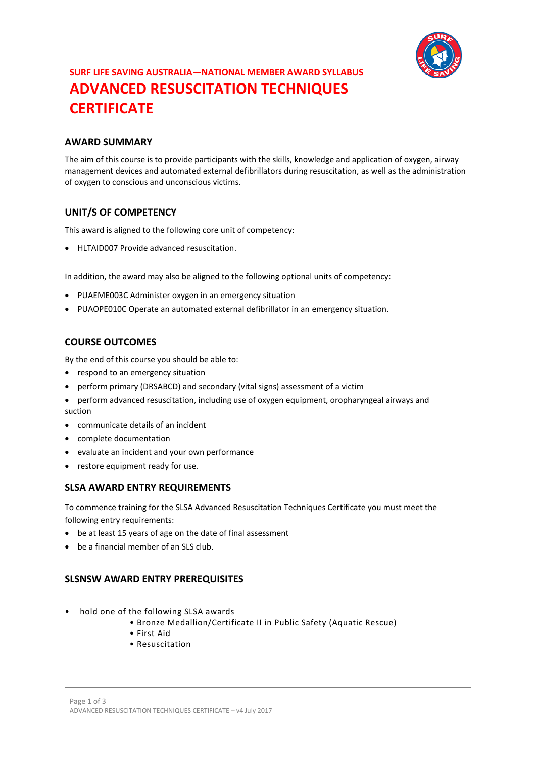SURF LIFE SAVING AUSTRALIA—NATIONAL MEMBER AWARD SYLLABUS

# ADVANCED RESUSCITATION TECHNIQUES CERTIFICATE

## AWARD SUMMARY

The aim of this course is to provide participants with the skills, knowledge and application of oxygen, airway management devices and automated external defibrillators during resuscitation, as well as the administration of oxygen to conscious and unconscious victims.

## UNIT/S OF COMPETENCY

This award is aligned to the following core unit of competency:

- HLTAID007 Provide advanced resuscitation.

In addition, the award may also be aligned to the following optional units of competency:

- PUAEME003C Administer oxygen in an emergency situation
- PUAOPE010C Operate an automated external defibrillator in an emergency situation.

## COURSE OUTCOMES

By the end of this course you should be able to:

- respond to an emergency situation
- perform primary (DRSABCD) and secondary (vital signs) assessment of a victim
- perform advanced resuscitation, including use of oxygen equipment, oropharyngeal airways and suction
- communicate details of an incident
- complete documentation
- evaluate an incident and your own performance
- restore equipment ready for use.

## SLSA AWARD ENTRY REQUIREMENTS

To commence training for the SLSA Advanced Resuscitation Techniques Certificate you must meet the following entry requirements:

- be at least 15 years of age on the date of final assessment
- be a financial member of an SLS club.

## SLSNSW AWARD ENTRY PREREQUISITES

- hold one of the following SLSA awards
  - Bronze Medallion/Certificate II in Public Safety (Aquatic Rescue)
  - First Aid
  - Resuscitation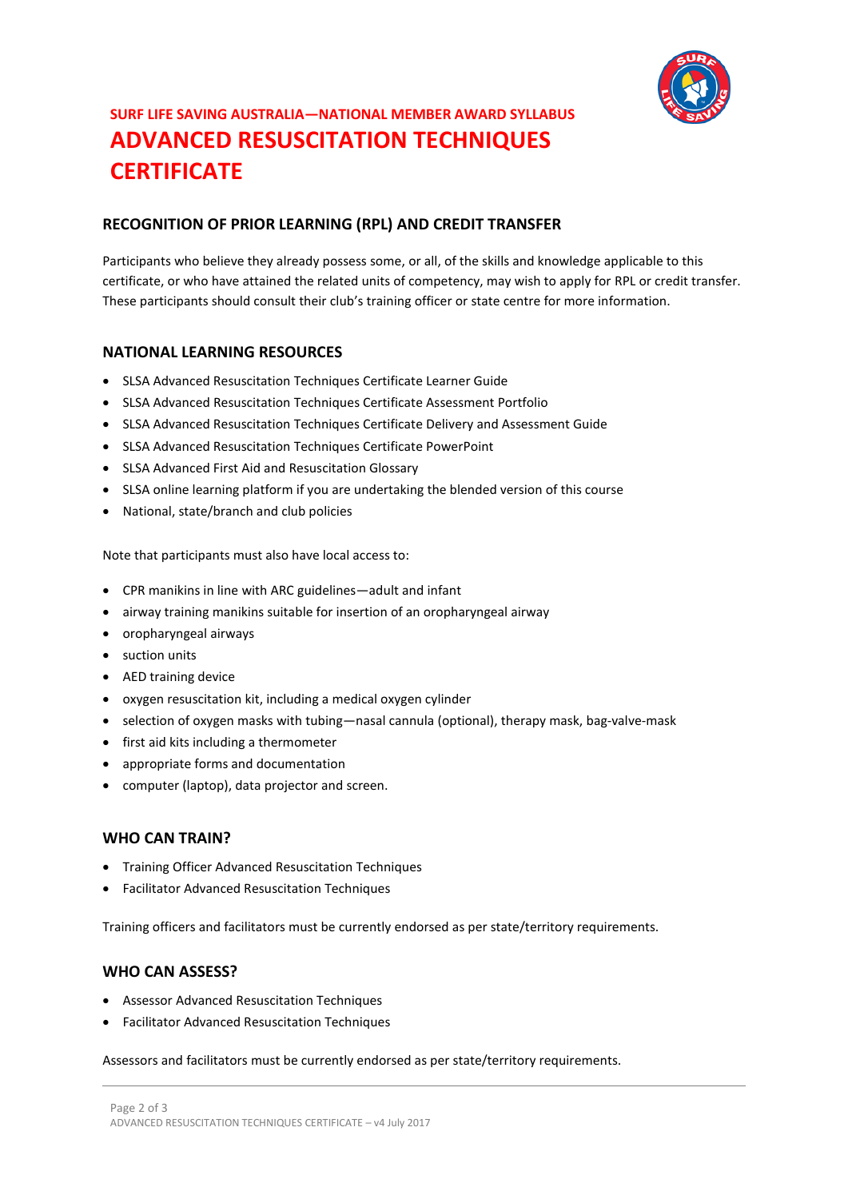SURF LIFE SAVING AUSTRALIA—NATIONAL MEMBER AWARD SYLLABUS

# ADVANCED RESUSCITATION TECHNIQUES CERTIFICATE

## RECOGNITION OF PRIOR LEARNING (RPL) AND CREDIT TRANSFER

Participants who believe they already possess some, or all, of the skills and knowledge applicable to this certificate, or who have attained the related units of competency, may wish to apply for RPL or credit transfer. These participants should consult their club's training officer or state centre for more information.

## NATIONAL LEARNING RESOURCES

- SLSA Advanced Resuscitation Techniques Certificate Learner Guide
- SLSA Advanced Resuscitation Techniques Certificate Assessment Portfolio
- SLSA Advanced Resuscitation Techniques Certificate Delivery and Assessment Guide
- SLSA Advanced Resuscitation Techniques Certificate PowerPoint
- SLSA Advanced First Aid and Resuscitation Glossary
- SLSA online learning platform if you are undertaking the blended version of this course
- National, state/branch and club policies

Note that participants must also have local access to:

- CPR manikins in line with ARC guidelines—adult and infant
- airway training manikins suitable for insertion of an oropharyngeal airway
- oropharyngeal airways
- suction units
- AED training device
- oxygen resuscitation kit, including a medical oxygen cylinder
- selection of oxygen masks with tubing—nasal cannula (optional), therapy mask, bag-valve-mask
- first aid kits including a thermometer
- appropriate forms and documentation
- computer (laptop), data projector and screen.

## WHO CAN TRAIN?

- Training Officer Advanced Resuscitation Techniques
- Facilitator Advanced Resuscitation Techniques

Training officers and facilitators must be currently endorsed as per state/territory requirements.

## WHO CAN ASSESS?

- Assessor Advanced Resuscitation Techniques
- Facilitator Advanced Resuscitation Techniques

Assessors and facilitators must be currently endorsed as per state/territory requirements.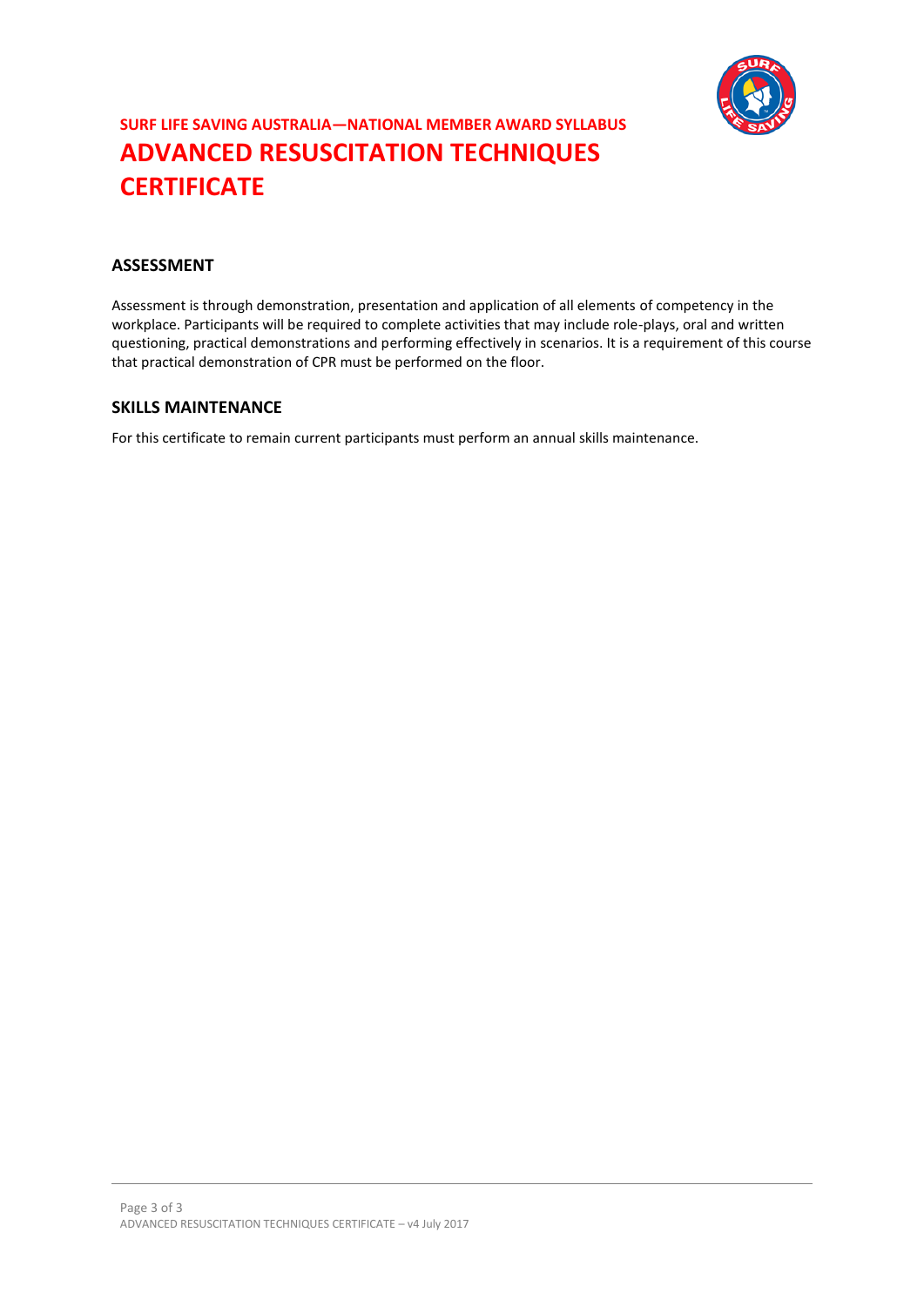## ASSESSMENT

Assessment is through demonstration, presentation and application of all elements of competency in the workplace. Participants will be required to complete activities that may include role-plays, oral and written questioning, practical demonstrations and performing effectively in scenarios. It is a requirement of this course that practical demonstration of CPR must be performed on the floor.

## SKILLS MAINTENANCE

For this certificate to remain current participants must perform an annual skills maintenance.